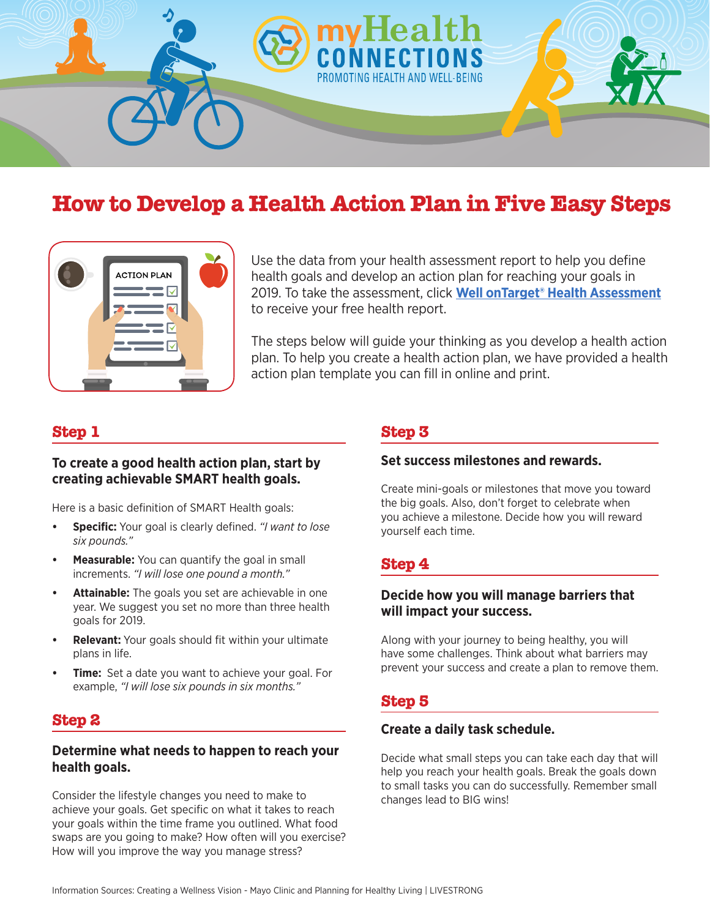# How to Develop a Health Action Plan in Five Easy Steps

Use the data from your health assessment report to help you define health goals and develop an action plan for reaching your goals in 2019. To take the assessment, click **Well onTarget® Health Assessment** to receive your free health report.

The steps below will guide your thinking as you develop a health action plan. To help you create a health action plan, we have provided a health action plan template you can fill in online and print.

## Step 1

### To create a good health action plan, start by creating achievable SMART health goals.

Here is a basic definition of SMART Health goals:

- **Specific:** Your goal is clearly defined. *"I want to lose six pounds."*
- **Measurable:** You can quantify the goal in small increments. *"I will lose one pound a month."*
- **Attainable:** The goals you set are achievable in one year. We suggest you set no more than three health goals for 2019.
- **Relevant:** Your goals should fit within your ultimate plans in life.
- **Time:** Set a date you want to achieve your goal. For example, *"I will lose six pounds in six months."*

## Step 2

### Determine what needs to happen to reach your health goals.

Consider the lifestyle changes you need to make to achieve your goals. Get specific on what it takes to reach your goals within the time frame you outlined. What food swaps are you going to make? How often will you exercise? How will you improve the way you manage stress?

## Step 3

### Set success milestones and rewards.

Create mini-goals or milestones that move you toward the big goals. Also, don't forget to celebrate when you achieve a milestone. Decide how you will reward yourself each time.

## Step 4

### Decide how you will manage barriers that will impact your success.

Along with your journey to being healthy, you will have some challenges. Think about what barriers may prevent your success and create a plan to remove them.

## Step 5

### Create a daily task schedule.

Decide what small steps you can take each day that will help you reach your health goals. Break the goals down to small tasks you can do successfully. Remember small changes lead to BIG wins!

Information Sources: Creating a Wellness Vision - Mayo Clinic and Planning for Healthy Living | LIVESTRONG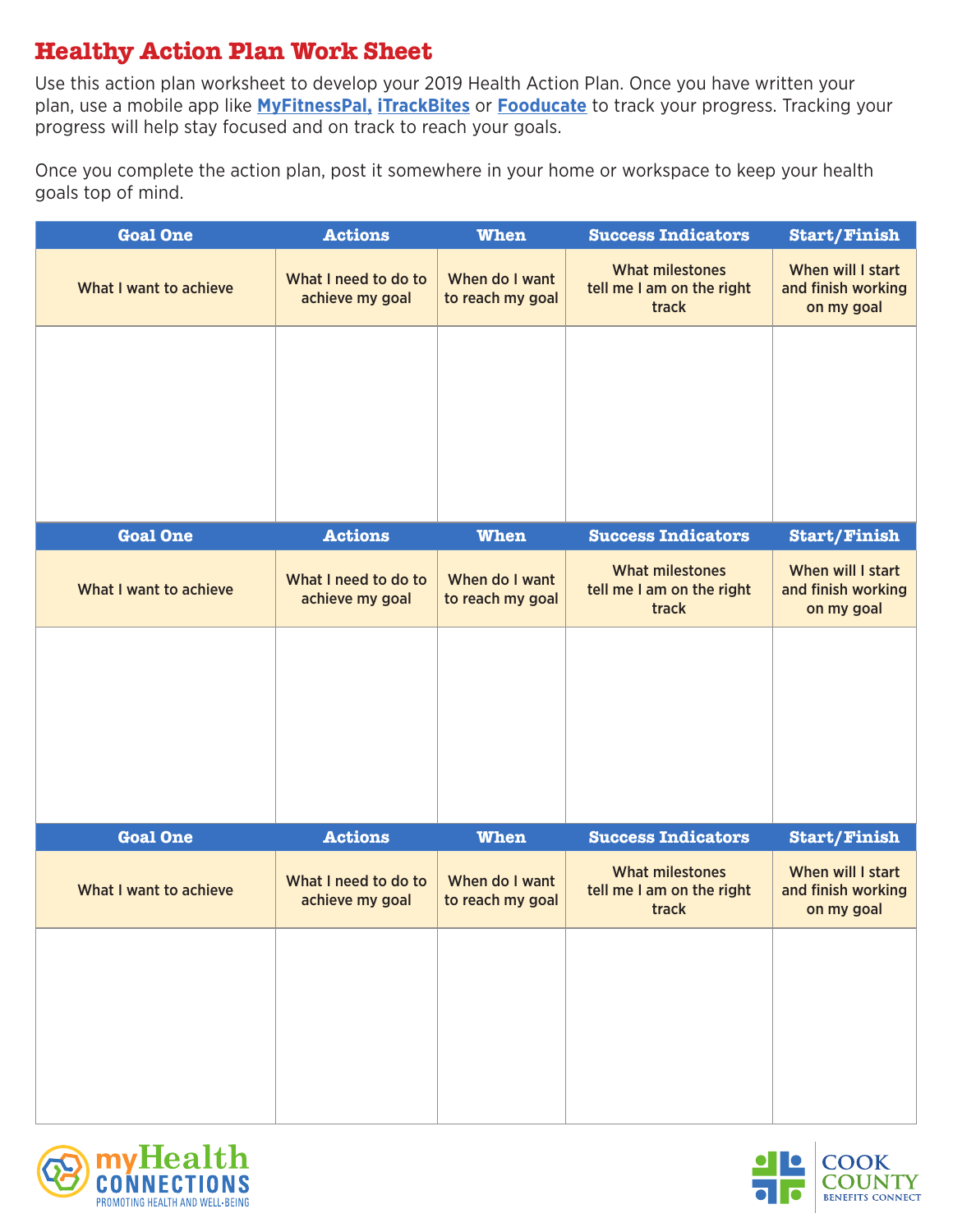# Healthy Action Plan Work Sheet

Use this action plan worksheet to develop your 2019 Health Action Plan. Once you have written your plan, use a mobile app like **MyFitnessPal, iTrackBites** or **Fooducate** to track your progress. Tracking your progress will help stay focused and on track to reach your goals.

Once you complete the action plan, post it somewhere in your home or workspace to keep your health goals top of mind.

| Goal One | Actions | When | Success Indicators | Start/Finish |
|---|---|---|---|---|
| What I want to achieve | What I need to do to achieve my goal | When do I want to reach my goal | What milestones tell me I am on the right track | When will I start and finish working on my goal |
| | | | | |

| Goal One | Actions | When | Success Indicators | Start/Finish |
|---|---|---|---|---|
| What I want to achieve | What I need to do to achieve my goal | When do I want to reach my goal | What milestones tell me I am on the right track | When will I start and finish working on my goal |
| | | | | |

| Goal One | Actions | When | Success Indicators | Start/Finish |
|---|---|---|---|---|
| What I want to achieve | What I need to do to achieve my goal | When do I want to reach my goal | What milestones tell me I am on the right track | When will I start and finish working on my goal |
| | | | | |

myHealth CONNECTIONS
PROMOTING HEALTH AND WELL-BEING

COOK COUNTY
BENEFITS CONNECT